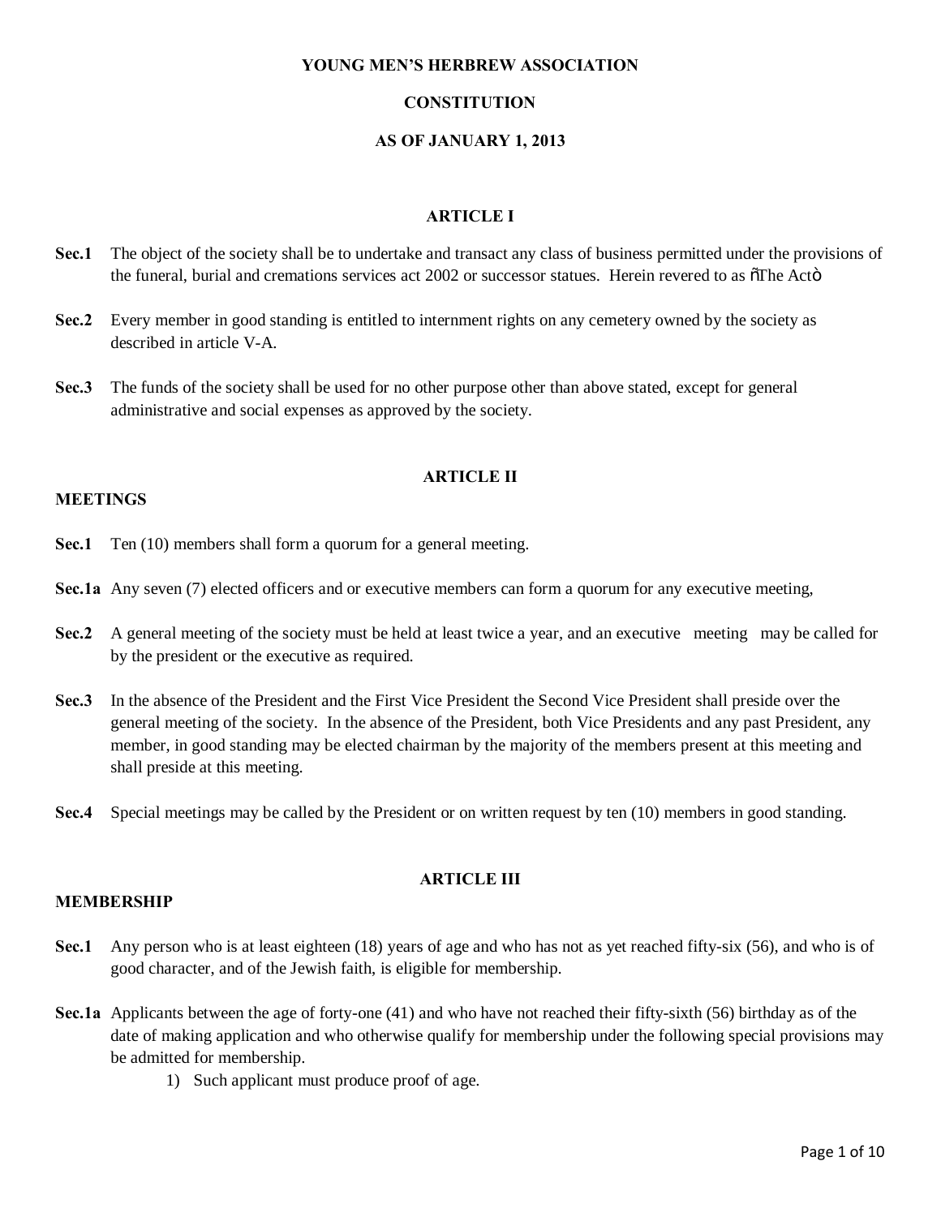**YOUNG MEN'S HERBREW ASSOCIATION**

**CONSTITUTION**

**AS OF JANUARY 1, 2013**

## ARTICLE I

**Sec.1** The object of the society shall be to undertake and transact any class of business permitted under the provisions of the funeral, burial and cremations services act 2002 or successor statues. Herein revered to as õThe Actò

**Sec.2** Every member in good standing is entitled to internment rights on any cemetery owned by the society as described in article V-A.

**Sec.3** The funds of the society shall be used for no other purpose other than above stated, except for general administrative and social expenses as approved by the society.

## ARTICLE II

### MEETINGS

**Sec.1** Ten (10) members shall form a quorum for a general meeting.

**Sec.1a** Any seven (7) elected officers and or executive members can form a quorum for any executive meeting,

**Sec.2** A general meeting of the society must be held at least twice a year, and an executive meeting may be called for by the president or the executive as required.

**Sec.3** In the absence of the President and the First Vice President the Second Vice President shall preside over the general meeting of the society. In the absence of the President, both Vice Presidents and any past President, any member, in good standing may be elected chairman by the majority of the members present at this meeting and shall preside at this meeting.

**Sec.4** Special meetings may be called by the President or on written request by ten (10) members in good standing.

## ARTICLE III

### MEMBERSHIP

**Sec.1** Any person who is at least eighteen (18) years of age and who has not as yet reached fifty-six (56), and who is of good character, and of the Jewish faith, is eligible for membership.

**Sec.1a** Applicants between the age of forty-one (41) and who have not reached their fifty-sixth (56) birthday as of the date of making application and who otherwise qualify for membership under the following special provisions may be admitted for membership.

1) Such applicant must produce proof of age.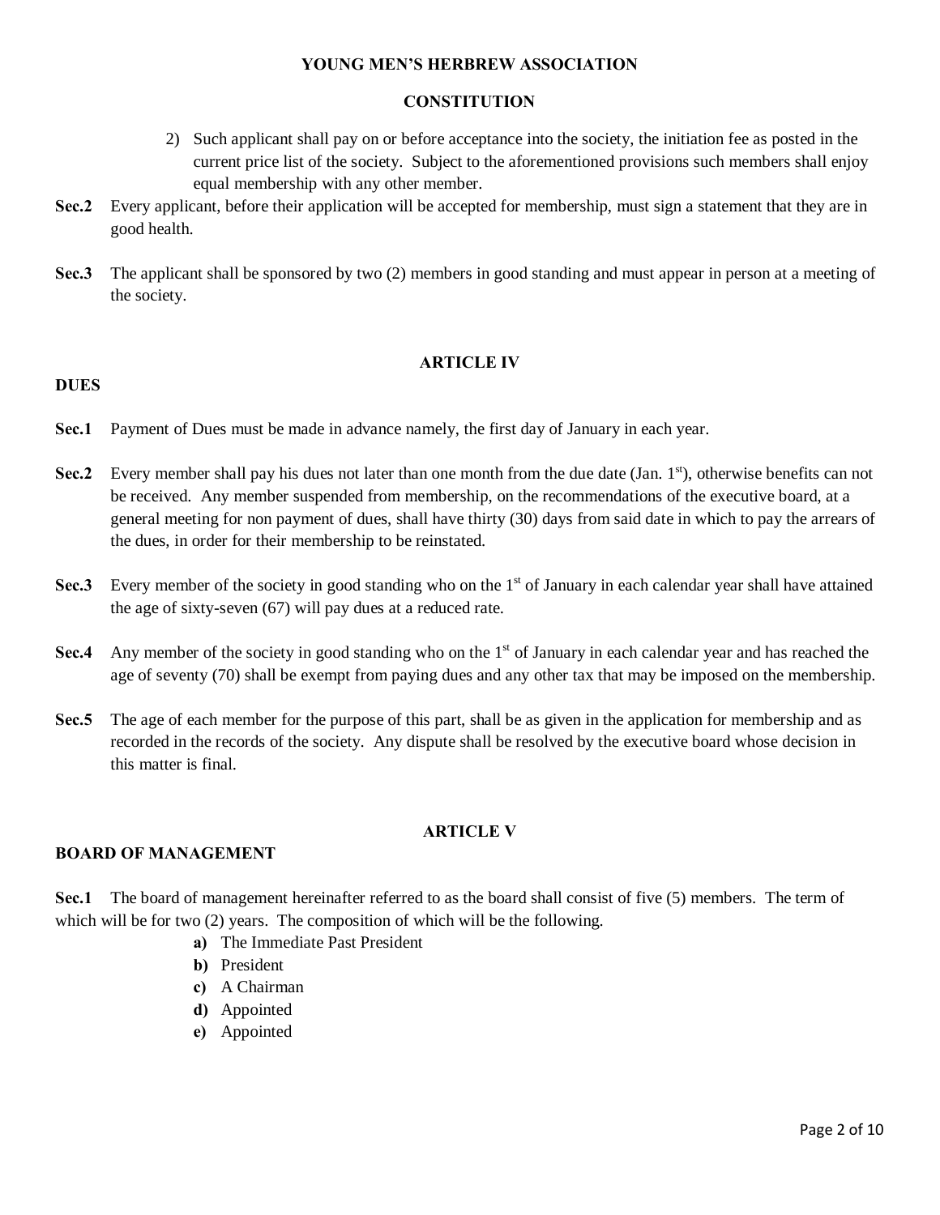2) Such applicant shall pay on or before acceptance into the society, the initiation fee as posted in the current price list of the society. Subject to the aforementioned provisions such members shall enjoy equal membership with any other member.

**Sec.2** Every applicant, before their application will be accepted for membership, must sign a statement that they are in good health.

**Sec.3** The applicant shall be sponsored by two (2) members in good standing and must appear in person at a meeting of the society.

## ARTICLE IV

**DUES**

**Sec.1** Payment of Dues must be made in advance namely, the first day of January in each year.

**Sec.2** Every member shall pay his dues not later than one month from the due date (Jan. 1st), otherwise benefits can not be received. Any member suspended from membership, on the recommendations of the executive board, at a general meeting for non payment of dues, shall have thirty (30) days from said date in which to pay the arrears of the dues, in order for their membership to be reinstated.

**Sec.3** Every member of the society in good standing who on the 1st of January in each calendar year shall have attained the age of sixty-seven (67) will pay dues at a reduced rate.

**Sec.4** Any member of the society in good standing who on the 1st of January in each calendar year and has reached the age of seventy (70) shall be exempt from paying dues and any other tax that may be imposed on the membership.

**Sec.5** The age of each member for the purpose of this part, shall be as given in the application for membership and as recorded in the records of the society. Any dispute shall be resolved by the executive board whose decision in this matter is final.

## ARTICLE V

**BOARD OF MANAGEMENT**

**Sec.1** The board of management hereinafter referred to as the board shall consist of five (5) members. The term of which will be for two (2) years. The composition of which will be the following.

- **a)** The Immediate Past President
- **b)** President
- **c)** A Chairman
- **d)** Appointed
- **e)** Appointed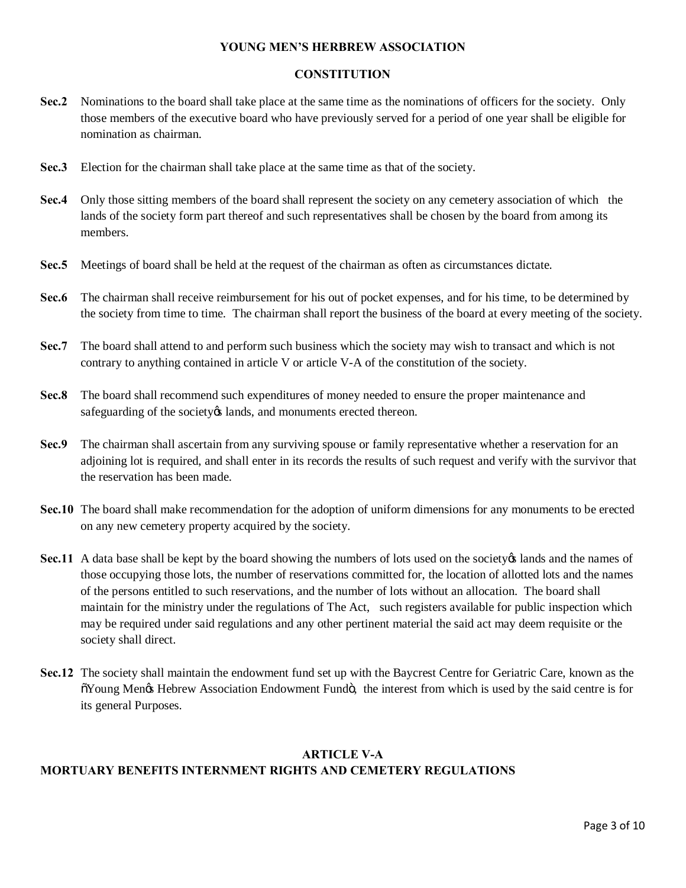**YOUNG MEN'S HERBREW ASSOCIATION**

**CONSTITUTION**

**Sec.2** Nominations to the board shall take place at the same time as the nominations of officers for the society. Only those members of the executive board who have previously served for a period of one year shall be eligible for nomination as chairman.

**Sec.3** Election for the chairman shall take place at the same time as that of the society.

**Sec.4** Only those sitting members of the board shall represent the society on any cemetery association of which the lands of the society form part thereof and such representatives shall be chosen by the board from among its members.

**Sec.5** Meetings of board shall be held at the request of the chairman as often as circumstances dictate.

**Sec.6** The chairman shall receive reimbursement for his out of pocket expenses, and for his time, to be determined by the society from time to time. The chairman shall report the business of the board at every meeting of the society.

**Sec.7** The board shall attend to and perform such business which the society may wish to transact and which is not contrary to anything contained in article V or article V-A of the constitution of the society.

**Sec.8** The board shall recommend such expenditures of money needed to ensure the proper maintenance and safeguarding of the society's lands, and monuments erected thereon.

**Sec.9** The chairman shall ascertain from any surviving spouse or family representative whether a reservation for an adjoining lot is required, and shall enter in its records the results of such request and verify with the survivor that the reservation has been made.

**Sec.10** The board shall make recommendation for the adoption of uniform dimensions for any monuments to be erected on any new cemetery property acquired by the society.

**Sec.11** A data base shall be kept by the board showing the numbers of lots used on the society's lands and the names of those occupying those lots, the number of reservations committed for, the location of allotted lots and the names of the persons entitled to such reservations, and the number of lots without an allocation. The board shall maintain for the ministry under the regulations of The Act, such registers available for public inspection which may be required under said regulations and any other pertinent material the said act may deem requisite or the society shall direct.

**Sec.12** The society shall maintain the endowment fund set up with the Baycrest Centre for Geriatric Care, known as the "Young Men's Hebrew Association Endowment Fund", the interest from which is used by the said centre is for its general Purposes.

**ARTICLE V-A**
**MORTUARY BENEFITS INTERNMENT RIGHTS AND CEMETERY REGULATIONS**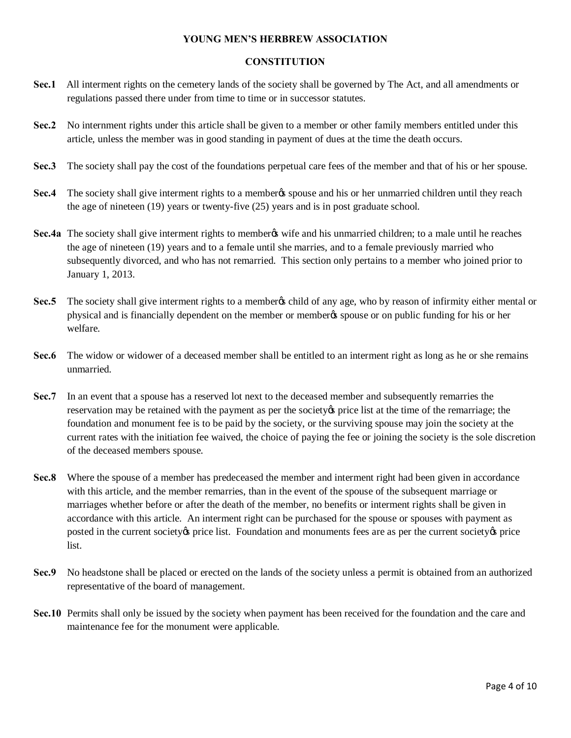**YOUNG MEN'S HERBREW ASSOCIATION**

**CONSTITUTION**

**Sec.1** All interment rights on the cemetery lands of the society shall be governed by The Act, and all amendments or regulations passed there under from time to time or in successor statutes.

**Sec.2** No internment rights under this article shall be given to a member or other family members entitled under this article, unless the member was in good standing in payment of dues at the time the death occurs.

**Sec.3** The society shall pay the cost of the foundations perpetual care fees of the member and that of his or her spouse.

**Sec.4** The society shall give interment rights to a memberφs spouse and his or her unmarried children until they reach the age of nineteen (19) years or twenty-five (25) years and is in post graduate school.

**Sec.4a** The society shall give interment rights to memberφs wife and his unmarried children; to a male until he reaches the age of nineteen (19) years and to a female until she marries, and to a female previously married who subsequently divorced, and who has not remarried. This section only pertains to a member who joined prior to January 1, 2013.

**Sec.5** The society shall give interment rights to a memberφs child of any age, who by reason of infirmity either mental or physical and is financially dependent on the member or memberφs spouse or on public funding for his or her welfare.

**Sec.6** The widow or widower of a deceased member shall be entitled to an interment right as long as he or she remains unmarried.

**Sec.7** In an event that a spouse has a reserved lot next to the deceased member and subsequently remarries the reservation may be retained with the payment as per the societyφs price list at the time of the remarriage; the foundation and monument fee is to be paid by the society, or the surviving spouse may join the society at the current rates with the initiation fee waived, the choice of paying the fee or joining the society is the sole discretion of the deceased members spouse.

**Sec.8** Where the spouse of a member has predeceased the member and interment right had been given in accordance with this article, and the member remarries, than in the event of the spouse of the subsequent marriage or marriages whether before or after the death of the member, no benefits or interment rights shall be given in accordance with this article. An interment right can be purchased for the spouse or spouses with payment as posted in the current societyφs price list. Foundation and monuments fees are as per the current societyφs price list.

**Sec.9** No headstone shall be placed or erected on the lands of the society unless a permit is obtained from an authorized representative of the board of management.

**Sec.10** Permits shall only be issued by the society when payment has been received for the foundation and the care and maintenance fee for the monument were applicable.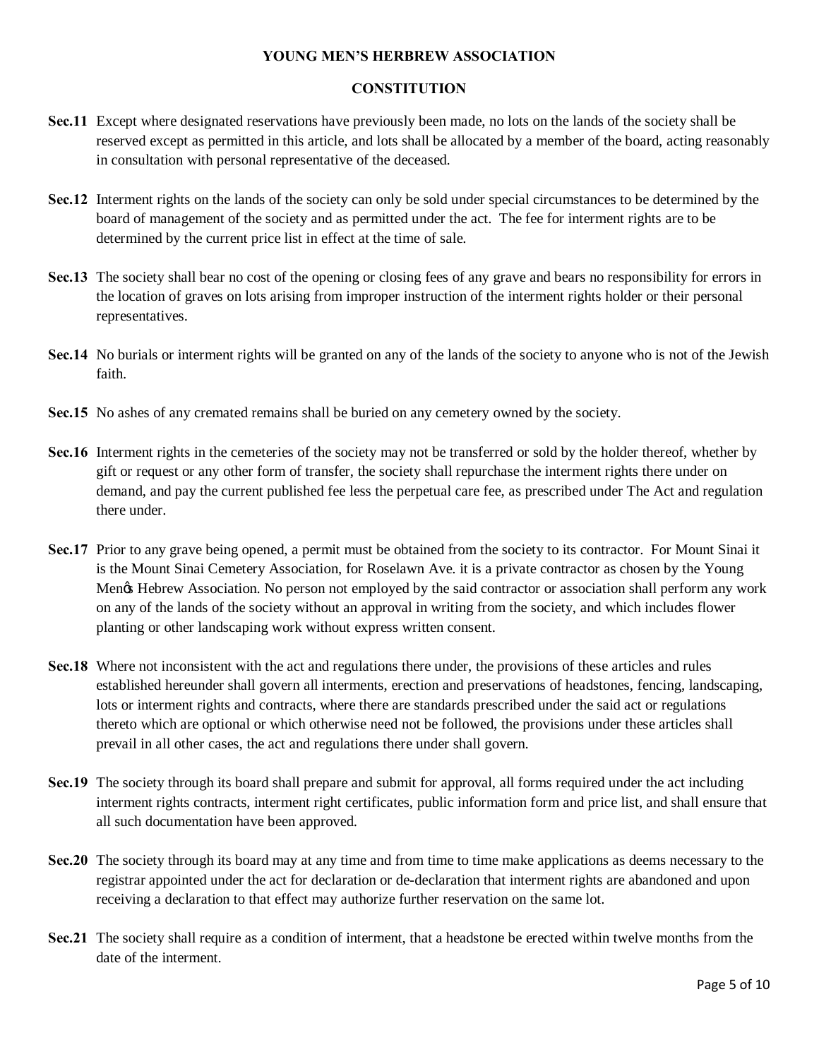**YOUNG MEN'S HERBREW ASSOCIATION**

**CONSTITUTION**

**Sec.11** Except where designated reservations have previously been made, no lots on the lands of the society shall be reserved except as permitted in this article, and lots shall be allocated by a member of the board, acting reasonably in consultation with personal representative of the deceased.

**Sec.12** Interment rights on the lands of the society can only be sold under special circumstances to be determined by the board of management of the society and as permitted under the act. The fee for interment rights are to be determined by the current price list in effect at the time of sale.

**Sec.13** The society shall bear no cost of the opening or closing fees of any grave and bears no responsibility for errors in the location of graves on lots arising from improper instruction of the interment rights holder or their personal representatives.

**Sec.14** No burials or interment rights will be granted on any of the lands of the society to anyone who is not of the Jewish faith.

**Sec.15** No ashes of any cremated remains shall be buried on any cemetery owned by the society.

**Sec.16** Interment rights in the cemeteries of the society may not be transferred or sold by the holder thereof, whether by gift or request or any other form of transfer, the society shall repurchase the interment rights there under on demand, and pay the current published fee less the perpetual care fee, as prescribed under The Act and regulation there under.

**Sec.17** Prior to any grave being opened, a permit must be obtained from the society to its contractor. For Mount Sinai it is the Mount Sinai Cemetery Association, for Roselawn Ave. it is a private contractor as chosen by the Young Menœ Hebrew Association. No person not employed by the said contractor or association shall perform any work on any of the lands of the society without an approval in writing from the society, and which includes flower planting or other landscaping work without express written consent.

**Sec.18** Where not inconsistent with the act and regulations there under, the provisions of these articles and rules established hereunder shall govern all interments, erection and preservations of headstones, fencing, landscaping, lots or interment rights and contracts, where there are standards prescribed under the said act or regulations thereto which are optional or which otherwise need not be followed, the provisions under these articles shall prevail in all other cases, the act and regulations there under shall govern.

**Sec.19** The society through its board shall prepare and submit for approval, all forms required under the act including interment rights contracts, interment right certificates, public information form and price list, and shall ensure that all such documentation have been approved.

**Sec.20** The society through its board may at any time and from time to time make applications as deems necessary to the registrar appointed under the act for declaration or de-declaration that interment rights are abandoned and upon receiving a declaration to that effect may authorize further reservation on the same lot.

**Sec.21** The society shall require as a condition of interment, that a headstone be erected within twelve months from the date of the interment.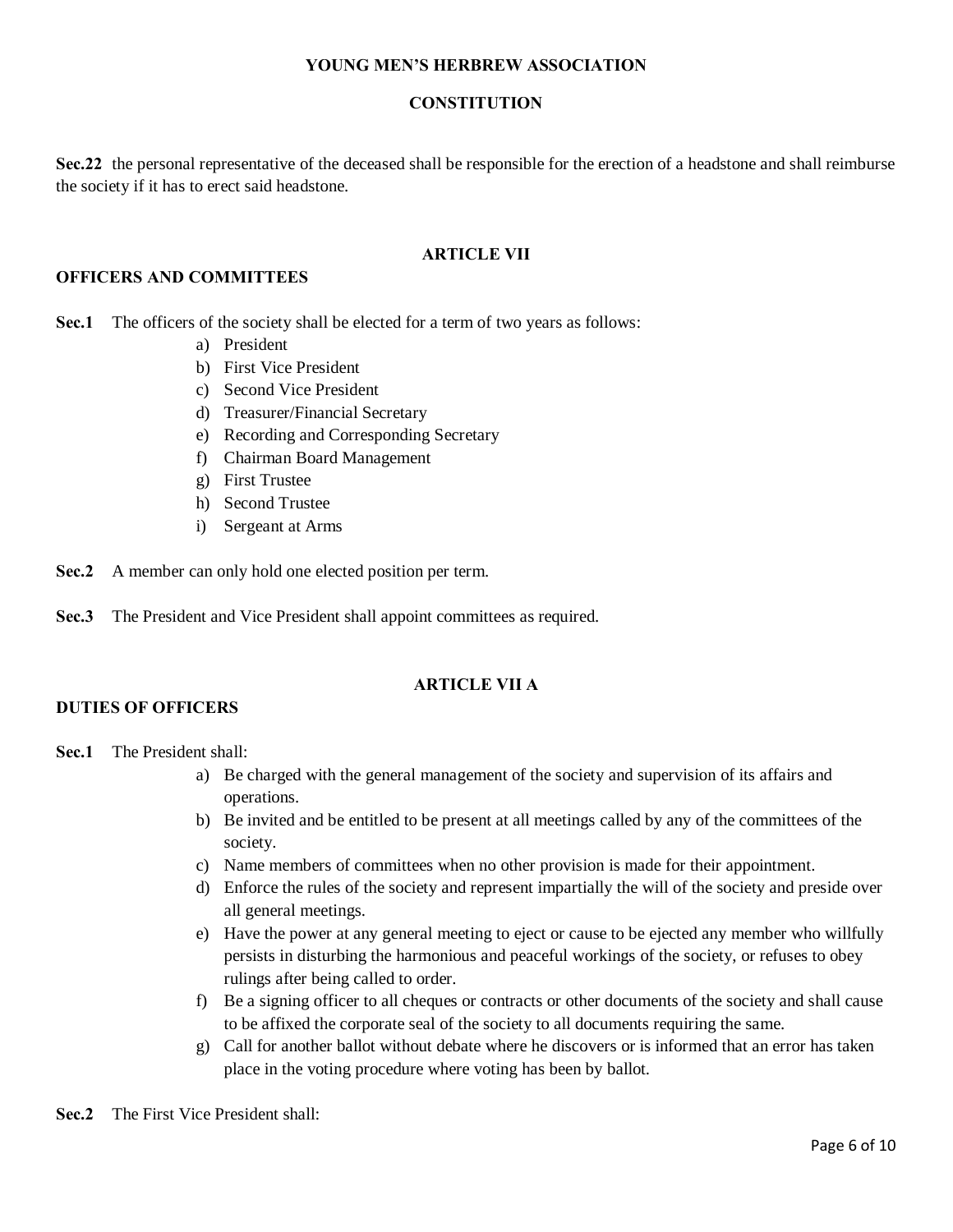**YOUNG MEN'S HERBREW ASSOCIATION**

**CONSTITUTION**

**Sec.22** the personal representative of the deceased shall be responsible for the erection of a headstone and shall reimburse the society if it has to erect said headstone.

## ARTICLE VII

### OFFICERS AND COMMITTEES

**Sec.1** The officers of the society shall be elected for a term of two years as follows:

a) President
b) First Vice President
c) Second Vice President
d) Treasurer/Financial Secretary
e) Recording and Corresponding Secretary
f) Chairman Board Management
g) First Trustee
h) Second Trustee
i) Sergeant at Arms

**Sec.2** A member can only hold one elected position per term.

**Sec.3** The President and Vice President shall appoint committees as required.

## ARTICLE VII A

### DUTIES OF OFFICERS

**Sec.1** The President shall:

a) Be charged with the general management of the society and supervision of its affairs and operations.
b) Be invited and be entitled to be present at all meetings called by any of the committees of the society.
c) Name members of committees when no other provision is made for their appointment.
d) Enforce the rules of the society and represent impartially the will of the society and preside over all general meetings.
e) Have the power at any general meeting to eject or cause to be ejected any member who willfully persists in disturbing the harmonious and peaceful workings of the society, or refuses to obey rulings after being called to order.
f) Be a signing officer to all cheques or contracts or other documents of the society and shall cause to be affixed the corporate seal of the society to all documents requiring the same.
g) Call for another ballot without debate where he discovers or is informed that an error has taken place in the voting procedure where voting has been by ballot.

**Sec.2** The First Vice President shall: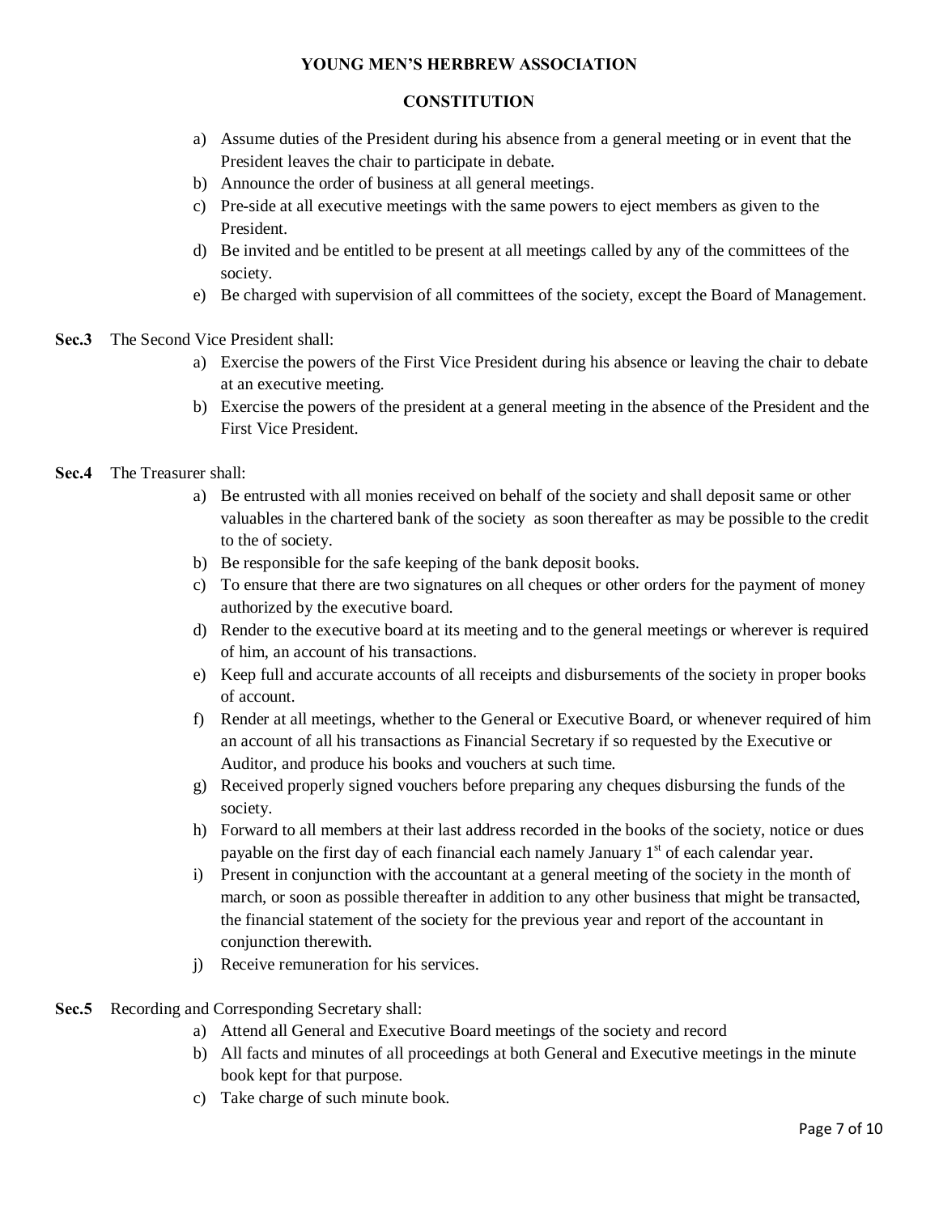a) Assume duties of the President during his absence from a general meeting or in event that the President leaves the chair to participate in debate.
b) Announce the order of business at all general meetings.
c) Pre-side at all executive meetings with the same powers to eject members as given to the President.
d) Be invited and be entitled to be present at all meetings called by any of the committees of the society.
e) Be charged with supervision of all committees of the society, except the Board of Management.

**Sec.3** The Second Vice President shall:

a) Exercise the powers of the First Vice President during his absence or leaving the chair to debate at an executive meeting.
b) Exercise the powers of the president at a general meeting in the absence of the President and the First Vice President.

**Sec.4** The Treasurer shall:

a) Be entrusted with all monies received on behalf of the society and shall deposit same or other valuables in the chartered bank of the society as soon thereafter as may be possible to the credit to the of society.
b) Be responsible for the safe keeping of the bank deposit books.
c) To ensure that there are two signatures on all cheques or other orders for the payment of money authorized by the executive board.
d) Render to the executive board at its meeting and to the general meetings or wherever is required of him, an account of his transactions.
e) Keep full and accurate accounts of all receipts and disbursements of the society in proper books of account.
f) Render at all meetings, whether to the General or Executive Board, or whenever required of him an account of all his transactions as Financial Secretary if so requested by the Executive or Auditor, and produce his books and vouchers at such time.
g) Received properly signed vouchers before preparing any cheques disbursing the funds of the society.
h) Forward to all members at their last address recorded in the books of the society, notice or dues payable on the first day of each financial each namely January 1st of each calendar year.
i) Present in conjunction with the accountant at a general meeting of the society in the month of march, or soon as possible thereafter in addition to any other business that might be transacted, the financial statement of the society for the previous year and report of the accountant in conjunction therewith.
j) Receive remuneration for his services.

**Sec.5** Recording and Corresponding Secretary shall:

a) Attend all General and Executive Board meetings of the society and record
b) All facts and minutes of all proceedings at both General and Executive meetings in the minute book kept for that purpose.
c) Take charge of such minute book.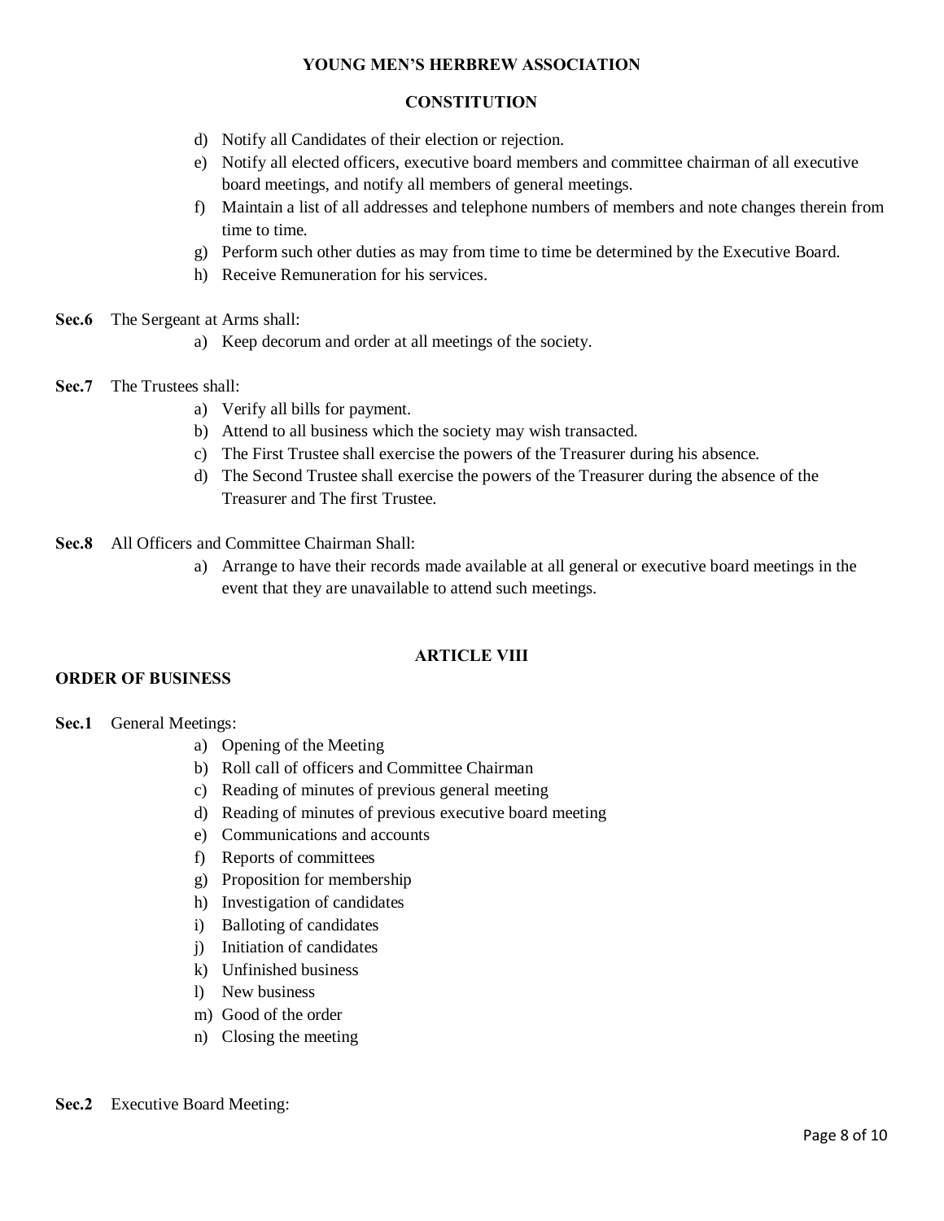d) Notify all Candidates of their election or rejection.
e) Notify all elected officers, executive board members and committee chairman of all executive board meetings, and notify all members of general meetings.
f) Maintain a list of all addresses and telephone numbers of members and note changes therein from time to time.
g) Perform such other duties as may from time to time be determined by the Executive Board.
h) Receive Remuneration for his services.

**Sec.6** The Sergeant at Arms shall:

a) Keep decorum and order at all meetings of the society.

**Sec.7** The Trustees shall:

a) Verify all bills for payment.
b) Attend to all business which the society may wish transacted.
c) The First Trustee shall exercise the powers of the Treasurer during his absence.
d) The Second Trustee shall exercise the powers of the Treasurer during the absence of the Treasurer and The first Trustee.

**Sec.8** All Officers and Committee Chairman Shall:

a) Arrange to have their records made available at all general or executive board meetings in the event that they are unavailable to attend such meetings.

## ARTICLE VIII

### ORDER OF BUSINESS

**Sec.1** General Meetings:

a) Opening of the Meeting
b) Roll call of officers and Committee Chairman
c) Reading of minutes of previous general meeting
d) Reading of minutes of previous executive board meeting
e) Communications and accounts
f) Reports of committees
g) Proposition for membership
h) Investigation of candidates
i) Balloting of candidates
j) Initiation of candidates
k) Unfinished business
l) New business
m) Good of the order
n) Closing the meeting

**Sec.2** Executive Board Meeting: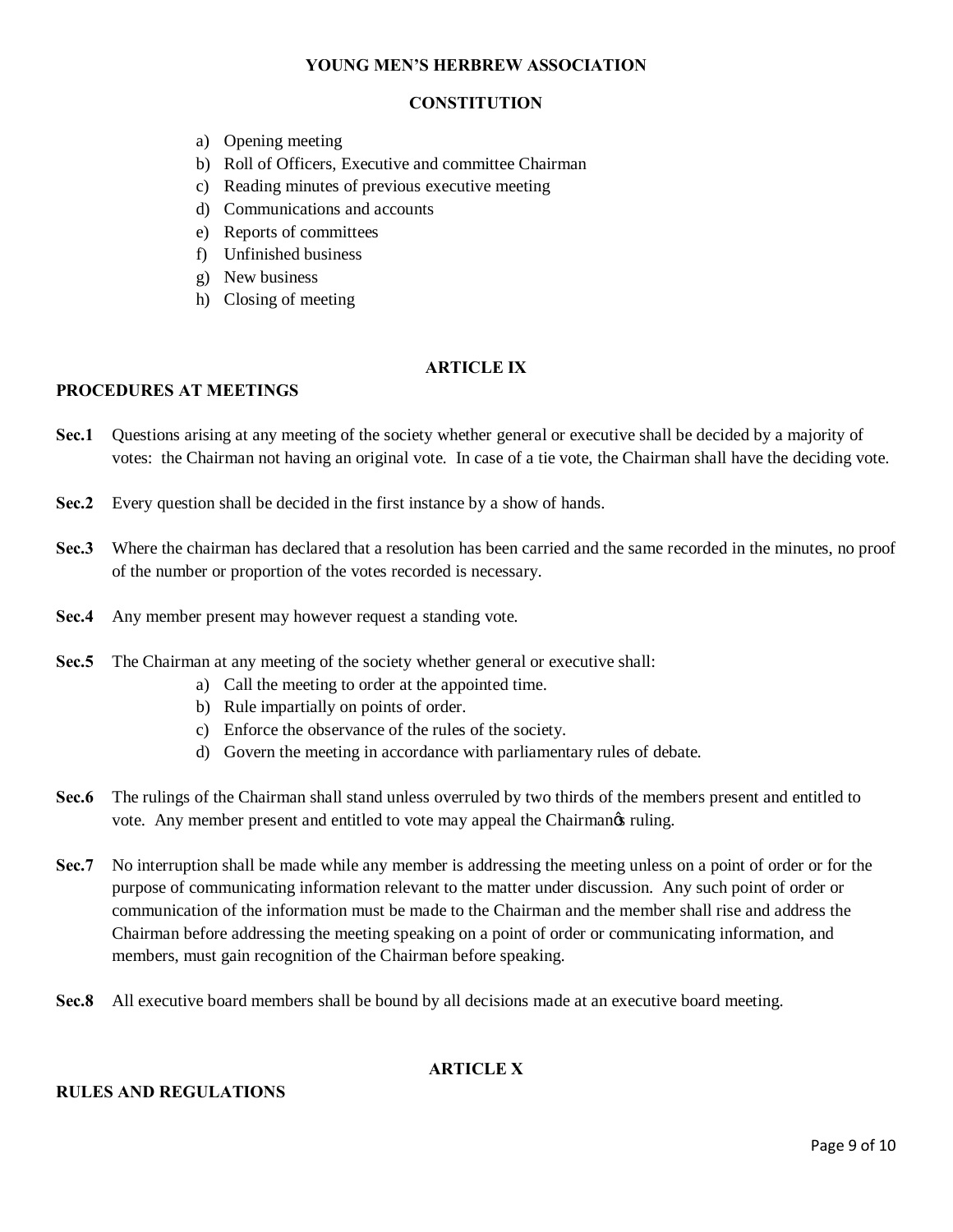a) Opening meeting
b) Roll of Officers, Executive and committee Chairman
c) Reading minutes of previous executive meeting
d) Communications and accounts
e) Reports of committees
f) Unfinished business
g) New business
h) Closing of meeting

## ARTICLE IX

### PROCEDURES AT MEETINGS

**Sec.1** Questions arising at any meeting of the society whether general or executive shall be decided by a majority of votes: the Chairman not having an original vote. In case of a tie vote, the Chairman shall have the deciding vote.

**Sec.2** Every question shall be decided in the first instance by a show of hands.

**Sec.3** Where the chairman has declared that a resolution has been carried and the same recorded in the minutes, no proof of the number or proportion of the votes recorded is necessary.

**Sec.4** Any member present may however request a standing vote.

**Sec.5** The Chairman at any meeting of the society whether general or executive shall:

a) Call the meeting to order at the appointed time.
b) Rule impartially on points of order.
c) Enforce the observance of the rules of the society.
d) Govern the meeting in accordance with parliamentary rules of debate.

**Sec.6** The rulings of the Chairman shall stand unless overruled by two thirds of the members present and entitled to vote. Any member present and entitled to vote may appeal the Chairman's ruling.

**Sec.7** No interruption shall be made while any member is addressing the meeting unless on a point of order or for the purpose of communicating information relevant to the matter under discussion. Any such point of order or communication of the information must be made to the Chairman and the member shall rise and address the Chairman before addressing the meeting speaking on a point of order or communicating information, and members, must gain recognition of the Chairman before speaking.

**Sec.8** All executive board members shall be bound by all decisions made at an executive board meeting.

## ARTICLE X

### RULES AND REGULATIONS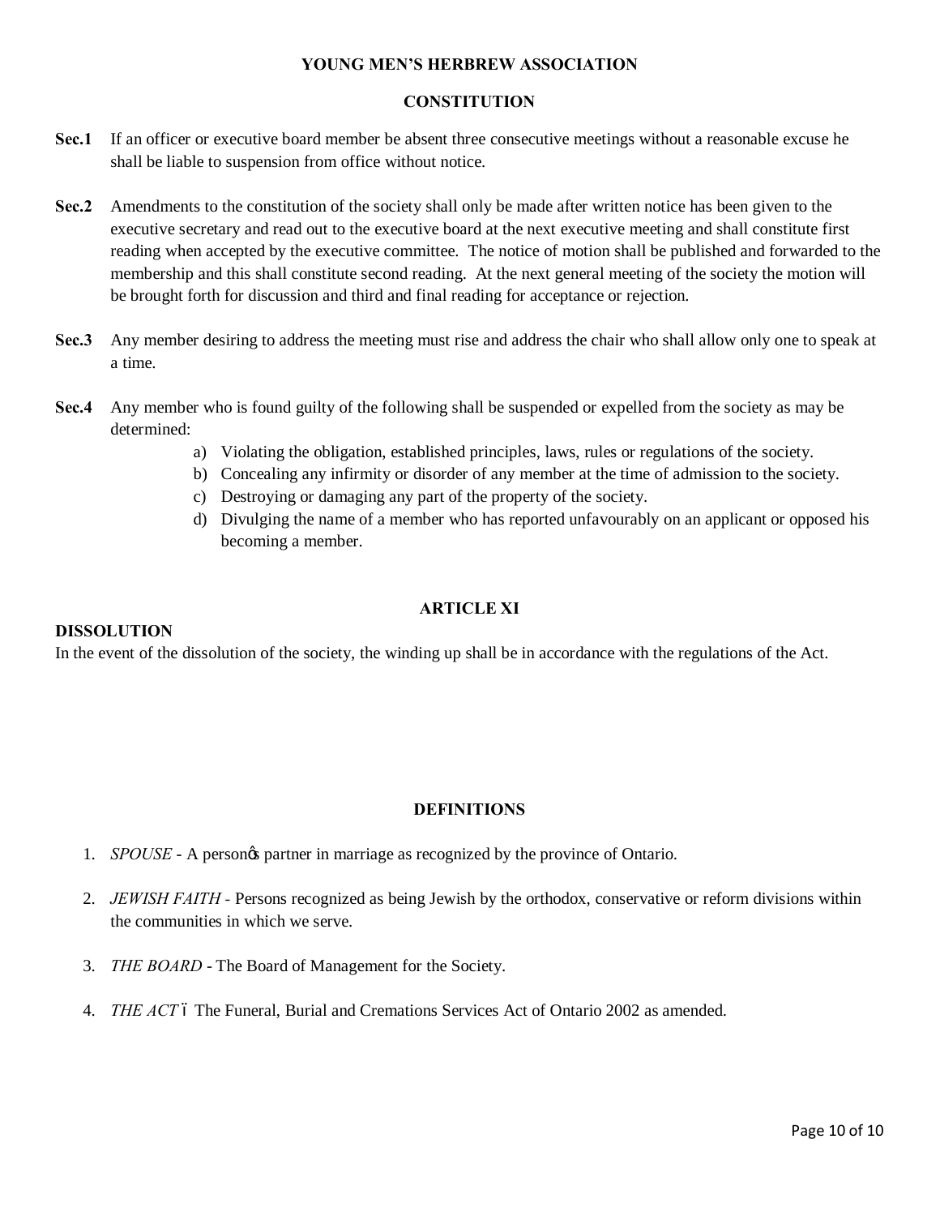**YOUNG MEN'S HERBREW ASSOCIATION**

**CONSTITUTION**

**Sec.1** If an officer or executive board member be absent three consecutive meetings without a reasonable excuse he shall be liable to suspension from office without notice.

**Sec.2** Amendments to the constitution of the society shall only be made after written notice has been given to the executive secretary and read out to the executive board at the next executive meeting and shall constitute first reading when accepted by the executive committee. The notice of motion shall be published and forwarded to the membership and this shall constitute second reading. At the next general meeting of the society the motion will be brought forth for discussion and third and final reading for acceptance or rejection.

**Sec.3** Any member desiring to address the meeting must rise and address the chair who shall allow only one to speak at a time.

**Sec.4** Any member who is found guilty of the following shall be suspended or expelled from the society as may be determined:

a) Violating the obligation, established principles, laws, rules or regulations of the society.
b) Concealing any infirmity or disorder of any member at the time of admission to the society.
c) Destroying or damaging any part of the property of the society.
d) Divulging the name of a member who has reported unfavourably on an applicant or opposed his becoming a member.

**ARTICLE XI**

**DISSOLUTION**

In the event of the dissolution of the society, the winding up shall be in accordance with the regulations of the Act.

**DEFINITIONS**

1. *SPOUSE* - A person's partner in marriage as recognized by the province of Ontario.
2. *JEWISH FAITH* - Persons recognized as being Jewish by the orthodox, conservative or reform divisions within the communities in which we serve.
3. *THE BOARD* - The Board of Management for the Society.
4. *THE ACT* – The Funeral, Burial and Cremations Services Act of Ontario 2002 as amended.